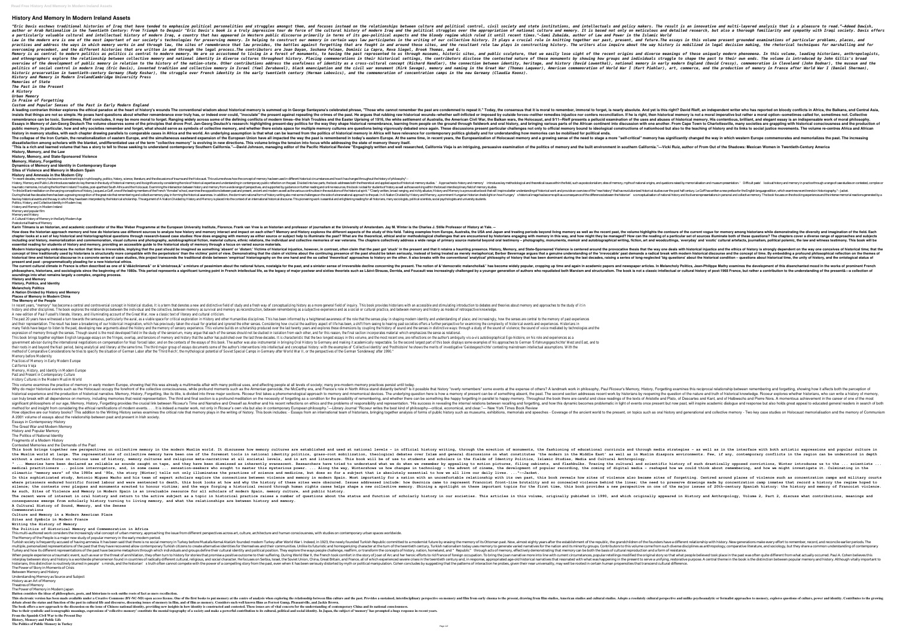# History And Memory In Modern Ireland Assets

"Eric Davis eschews traditional histories of Iraq that have tended to emphasize political personalities and struggles amongst them, and focuses instead on the relationships between culture and political control, civil society and state institutions, and intellectuals and policy makers. The result is an innovative and multi-layered analysis that is a pleasure to read."—Adeed Dawish, author or Arab Nationalism in the Twentieth Century: From Triumph to Despair "Eric Davis's book is a truly impressive tour de force of the cultural history of modern Iraq and the political struggles over the appropriation of national culture and memory. It is based not only on meticulous and detailed research, but also a thorough familiarity and sympathy with Iraqi society. Davis offers a particularly valuable cultural and intellectual history of modern Iraq, a country that has appeared in Western public discourse primarily in terms of its geo-political aspects and the bloody regime which ruled it until recent times."—Sami Zubaida, author of Law and Power in the Islamic World

Law in the modern era is one of the most important of our society's technologies for preserving memory. In helping to construct our memory in certain ways law participates in the writing of our collective history. It plays a crucial role in knitting together our past, present, and future. The essays in this volume present grounded examinations of particular problems, places, and practices and address the ways in which memory works in and through law, the sites of remembrance that law provides, the battles against forgetting that are fought in and around those sites, and the resultant role law plays in constructing history. The writers also inquire about the way history is mobilized in legal decision making, the rhetorical techniques for marshalling and for overcoming precedent, and the different histories that are written in and through the legal process. The contributors are Joan Dayan, Shoshana Felman, Dominic La Capra, Reva Siegel, Brook Thomas, and G.

Memory is as central to modern politics as politics is central to modern memory. We are so accustomed to living in a forest of monuments, to having the past represented to us through museums, historic sites, and public sculpture, that we easily lose sight of the recent origins and diverse meanings of these uniquely modern phenomena. In this volume, leading historians, anthropologists, and ethnographers explore the relationship between collective memory and national identity in diverse cultures throughout history. Placing commemorations in their historical settings, the contributors disclose the contested nature of these monuments by showing how groups and individuals struggle to shape the past to their own ends. The volume is introduced by John Gillis's broad overview of the development of public memory in relation to the history of the nation-state. Other contributions address the usefulness of identity as a cross-cultural concept (Richard Handler), the connection between identity, heritage, and history (David Lowenthal), national memory in early modern England (David Cressy), commemoration in Cleveland (John Bodnar), the museum and the politics of social control in modern Iraq (Eric Davis), invented tradition and collective memory in Israel (Yael Zerubavel), black emancipation and the civil war monument (Kirk Savage), memory and naming in the Great War (Thomas Laqueur), American commemoration of World War I (Kurt Piehler), art, commerce, and the production of memory in France after World War I (Daniel Sherman), historic preservation in twentieth-century Germany (Rudy Koshar), the struggle over French identity in the early twentieth century (Herman Lebovics), and the commemoration of concentration camps in the new Germany (Claudia Koonz).

**History and Memory in Modern Ireland**
**Cambridge University Press**
**Memories of State**
**The Past in the Present**
**A History**
**Urban Memory**
**In Praise of Forgetting**
**Custom and Popular Senses of the Past in Early Modern England**

A leading contrarian thinker explores the ethical paradox at the heart of history's wounds The conventional wisdom about historical memory is summed up in George Santayana's celebrated phrase, "Those who cannot remember the past are condemned to repeat it." Today, the consensus that it is moral to remember, immoral to forget, is nearly absolute. And yet is this right? David Rieff, an independent writer who has reported on bloody conflicts in Africa, the Balkans, and Central Asia, insists that things are not so simple. He poses hard questions about whether remembrance ever truly has, or indeed ever could, "inoculate" the present against repeating the crimes of the past. He argues that rubbing raw historical wounds—whether self-inflicted or imposed by outside forces—neither remedies injustice nor confers reconciliation. If he is right, then historical memory is not a moral imperative but rather a moral option—sometimes called for, sometimes not. Collective remembrance can be toxic. Sometimes, Rieff concludes, it may be more moral to forget. Ranging widely across some of the defining conflicts of modern times—the Irish Troubles and the Easter Uprising of 1916, the white settlement of Australia, the American Civil War, the Balkan wars, the Holocaust, and 9/11—Rieff presents a bellicose examination of the uses and abuses of historical memory. His contentious, brilliant, and elegant essay is an indispensable work of moral philosophy.

**History, Memory, and the Law**
**History, Memory, and State-Sponsored Violence**
**Memory, History, Forgetting**
**Dynamics of Memory and Identity in Contemporary Europe**
**Sites of Violence and Memory in Modern Spain**
**History and Amnesia in the Modern City**

History and Memory in Modern Ireland
Memory and popular film
Memory and History
A Cultural History of Memory in the Early Modern Age
Postcolonial Realms of Memory

**History and Memory**
**History, Politics, and Identity**
**Melancholy Politics**
**A Nation Divided by History and Memory**
**Places of Memory in Modern China**
**The Memory of the People**

Memory before Modernity
Practices of Memory in Early Modern Europe
California Vieja
Memory, History, and Identity in Modern Europe
Past and Present in Contemporary Culture
History Cultures in the Modern Muslim World

Essays in Contemporary History
The Great War and Modern Memory
History and Popular Memory
The Politics of National Identity
Fragments of a Modern History
Contested Memories and the Demands of the Past

**A Cultural History of Sound, Memory, and the Senses**
**Commemorations**
**Culture and Memory in a Modern American Place**
**Sites and Symbols in Modern France**
**Writing the History of Memory**
**The Politics of Historical Memory and Commemoration in Africa**

The Power of Story in Moments of Crisis
Between Memory and History
Understanding Memory as Source and Subject
History as an Art of Memory
Theatres of Memory
The Power of Memory in Modern Japan

**From the Spanish Civil War to the Present Day**
**History, Memory and Public Life**
**The Politics of Public Memory in Turkey**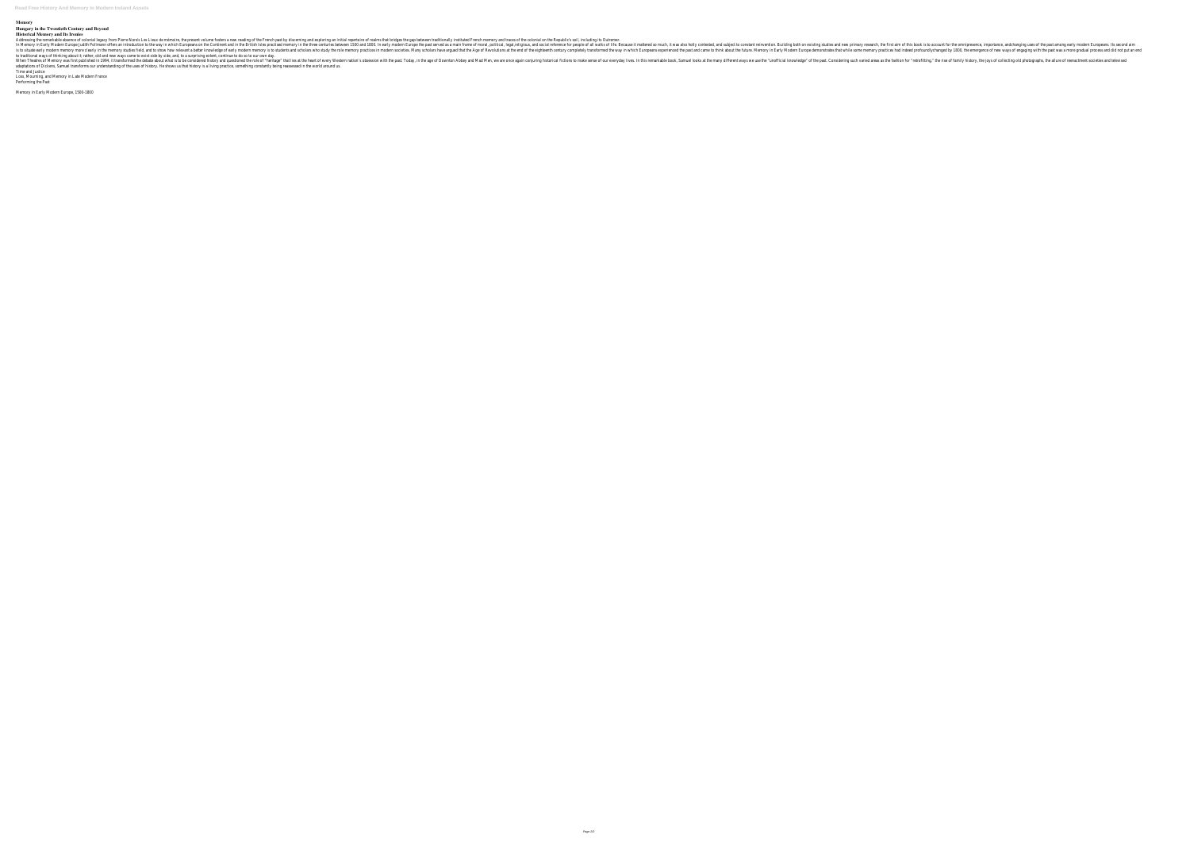**Memory**
**Hungary in the Twentieth Century and Beyond**
**Historical Memory and Its Ironies**

Addressing the remarkable absence of colonial legacy from Pierre Nora's Les Lieux de mémoire, the present volume fosters a new reading of the French past by discerning and exploring an initial repertoire of realms that bridges the gap between traditionally instituted French memory and traces of the colonial on the Republic's soil, including its Outremer.

In Memory in Early Modern Europe Judith Pollmann offers an introduction to the way in which Europeans on the Continent and in the British Isles practised memory in the three centuries between 1500 and 1800. In early modern Europe the past served as a main frame of moral, political, legal, religious, and social reference for people of all walks of life. Because it mattered so much, it was also hotly contested, and subject to constant reinvention. Building both on existing studies and new primary research, the first aim of this book is to account for the omnipresence, importance, and changing uses of the past among early modern Europeans. Its second aim is to situate early modern memory more clearly in the memory studies field, and to show how relevant a better knowledge of early modern memory is to students and scholars who study the role memory practices in modern societies. Many scholars have argued that the Age of Revolutions at the end of the eighteenth century completely transformed the way in which Europeans experienced the past and came to think about the future. Memory in Early Modern Europe demonstrates that while some memory practices had indeed profoundly changed by 1800, the emergence of new ways of engaging with the past was a more gradual process and did not put an end to traditional ways of thinking about it; rather, old and new ways came to exist side by side, and, to a surprising extent, continue to do so to our own day.

When Theatres of Memory was first published in 1994, it transformed the debate about what is to be considered history and questioned the role of "heritage" that lies at the heart of every Western nation's obsession with the past. Today, in the age of Downton Abbey and Mad Men, we are once again conjuring historical fictions to make sense of our everyday lives. In this remarkable book, Samuel looks at the many different ways we use the "unofficial knowledge" of the past. Considering such varied areas as the fashion for "retrofitting," the rise of family history, the joys of collecting old photographs, the allure of reenactment societies and televised adaptations of Dickens, Samuel transforms our understanding of the uses of history. He shows us that history is a living practice, something constantly being reassessed in the world around us.

Time and Justice
Loss, Mourning, and Memory in Late Modern France
Performing the Past

Memory in Early Modern Europe, 1500-1800